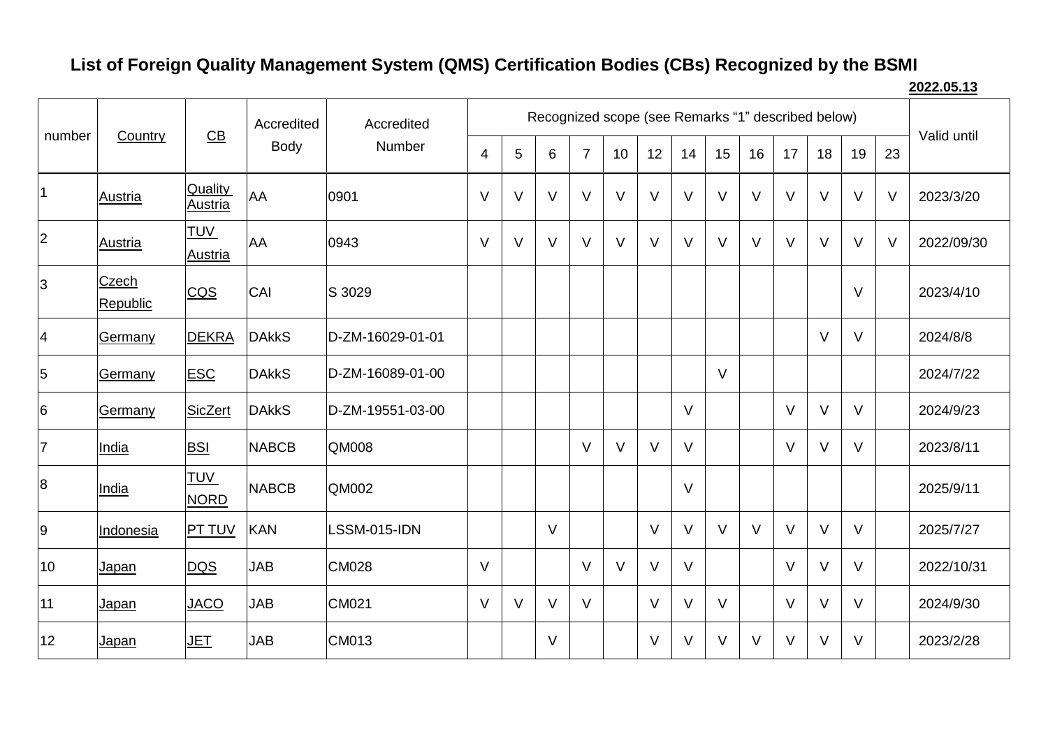# List of Foreign Quality Management System (QMS) Certification Bodies (CBs) Recognized by the BSMI

**2022.05.13**

| number | Country | CB | Accredited Body | Accredited Number | Recognized scope (see Remarks "1" described below) | | | | | | | | | | | | | Valid until |
|---|---|---|---|---|---|---|---|---|---|---|---|---|---|---|---|---|---|---|
| | | | | | 4 | 5 | 6 | 7 | 10 | 12 | 14 | 15 | 16 | 17 | 18 | 19 | 23 | |
| 1 | Austria | Quality Austria | AA | 0901 | V | V | V | V | V | V | V | V | V | V | V | V | V | 2023/3/20 |
| 2 | Austria | TUV Austria | AA | 0943 | V | V | V | V | V | V | V | V | V | V | V | V | V | 2022/09/30 |
| 3 | Czech Republic | CQS | CAI | S 3029 | | | | | | | | | | | | V | | 2023/4/10 |
| 4 | Germany | DEKRA | DAkkS | D-ZM-16029-01-01 | | | | | | | | | | | V | V | | 2024/8/8 |
| 5 | Germany | ESC | DAkkS | D-ZM-16089-01-00 | | | | | | | | V | | | | | | 2024/7/22 |
| 6 | Germany | SicZert | DAkkS | D-ZM-19551-03-00 | | | | | | | V | | | V | V | V | | 2024/9/23 |
| 7 | India | BSI | NABCB | QM008 | | | | V | V | V | V | | | V | V | V | | 2023/8/11 |
| 8 | India | TUV NORD | NABCB | QM002 | | | | | | | V | | | | | | | 2025/9/11 |
| 9 | Indonesia | PT TUV | KAN | LSSM-015-IDN | | | V | | | V | V | V | V | V | V | V | | 2025/7/27 |
| 10 | Japan | DQS | JAB | CM028 | V | | | V | V | V | V | | | V | V | V | | 2022/10/31 |
| 11 | Japan | JACO | JAB | CM021 | V | V | V | V | | V | V | V | | V | V | V | | 2024/9/30 |
| 12 | Japan | JET | JAB | CM013 | | | V | | | V | V | V | V | V | V | V | | 2023/2/28 |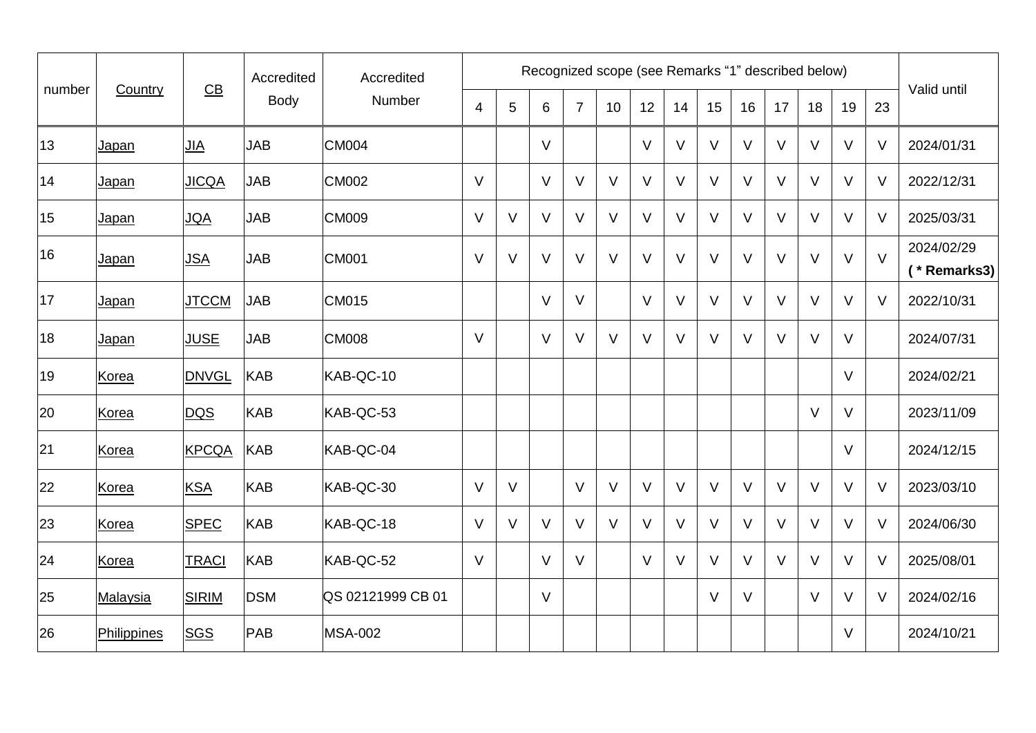| number | Country | CB | Accredited Body | Accredited Number | Recognized scope (see Remarks “1” described below) | | | | | | | | | | | | | Valid until |
|---|---|---|---|---|---|---|---|---|---|---|---|---|---|---|---|---|---|---|
| | | | | | 4 | 5 | 6 | 7 | 10 | 12 | 14 | 15 | 16 | 17 | 18 | 19 | 23 | |
| 13 | Japan | JIA | JAB | CM004 | | | V | | | V | V | V | V | V | V | V | V | 2024/01/31 |
| 14 | Japan | JICQA | JAB | CM002 | V | | V | V | V | V | V | V | V | V | V | V | V | 2022/12/31 |
| 15 | Japan | JQA | JAB | CM009 | V | V | V | V | V | V | V | V | V | V | V | V | V | 2025/03/31 |
| 16 | Japan | JSA | JAB | CM001 | V | V | V | V | V | V | V | V | V | V | V | V | V | 2024/02/29 **( * Remarks3)** |
| 17 | Japan | JTCCM | JAB | CM015 | | | V | V | | V | V | V | V | V | V | V | V | 2022/10/31 |
| 18 | Japan | JUSE | JAB | CM008 | V | | V | V | V | V | V | V | V | V | V | V | | 2024/07/31 |
| 19 | Korea | DNVGL | KAB | KAB-QC-10 | | | | | | | | | | | | V | | 2024/02/21 |
| 20 | Korea | DQS | KAB | KAB-QC-53 | | | | | | | | | | | V | V | | 2023/11/09 |
| 21 | Korea | KPCQA | KAB | KAB-QC-04 | | | | | | | | | | | | V | | 2024/12/15 |
| 22 | Korea | KSA | KAB | KAB-QC-30 | V | V | | V | V | V | V | V | V | V | V | V | V | 2023/03/10 |
| 23 | Korea | SPEC | KAB | KAB-QC-18 | V | V | V | V | V | V | V | V | V | V | V | V | V | 2024/06/30 |
| 24 | Korea | TRACI | KAB | KAB-QC-52 | V | | V | V | | V | V | V | V | V | V | V | V | 2025/08/01 |
| 25 | Malaysia | SIRIM | DSM | QS 02121999 CB 01 | | | V | | | | | V | V | | V | V | V | 2024/02/16 |
| 26 | Philippines | SGS | PAB | MSA-002 | | | | | | | | | | | | V | | 2024/10/21 |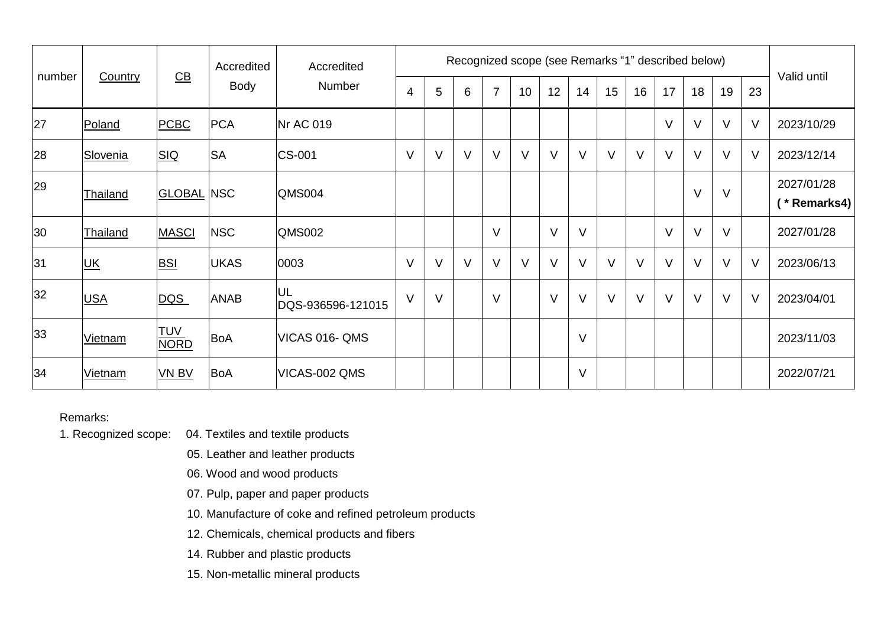| number | Country | CB | Accredited Body | Accredited Number | Recognized scope (see Remarks "1" described below) | | | | | | | | | | | | | Valid until |
|---|---|---|---|---|---|---|---|---|---|---|---|---|---|---|---|---|---|---|
| | | | | | 4 | 5 | 6 | 7 | 10 | 12 | 14 | 15 | 16 | 17 | 18 | 19 | 23 | |
| 27 | Poland | PCBC | PCA | Nr AC 019 | | | | | | | | | | V | V | V | V | 2023/10/29 |
| 28 | Slovenia | SIQ | SA | CS-001 | V | V | V | V | V | V | V | V | V | V | V | V | V | 2023/12/14 |
| 29 | Thailand | GLOBAL | NSC | QMS004 | | | | | | | | | | | V | V | | 2027/01/28 **( * Remarks4)** |
| 30 | Thailand | MASCI | NSC | QMS002 | | | | V | | V | V | | | V | V | V | | 2027/01/28 |
| 31 | UK | BSI | UKAS | 0003 | V | V | V | V | V | V | V | V | V | V | V | V | V | 2023/06/13 |
| 32 | USA | DQS | ANAB | UL DQS-936596-121015 | V | V | | V | | V | V | V | V | V | V | V | V | 2023/04/01 |
| 33 | Vietnam | TUV NORD | BoA | VICAS 016- QMS | | | | | | | V | | | | | | | 2023/11/03 |
| 34 | Vietnam | VN BV | BoA | VICAS-002 QMS | | | | | | | V | | | | | | | 2022/07/21 |

Remarks:

1. Recognized scope: 04. Textiles and textile products
   05. Leather and leather products
   06. Wood and wood products
   07. Pulp, paper and paper products
   10. Manufacture of coke and refined petroleum products
   12. Chemicals, chemical products and fibers
   14. Rubber and plastic products
   15. Non-metallic mineral products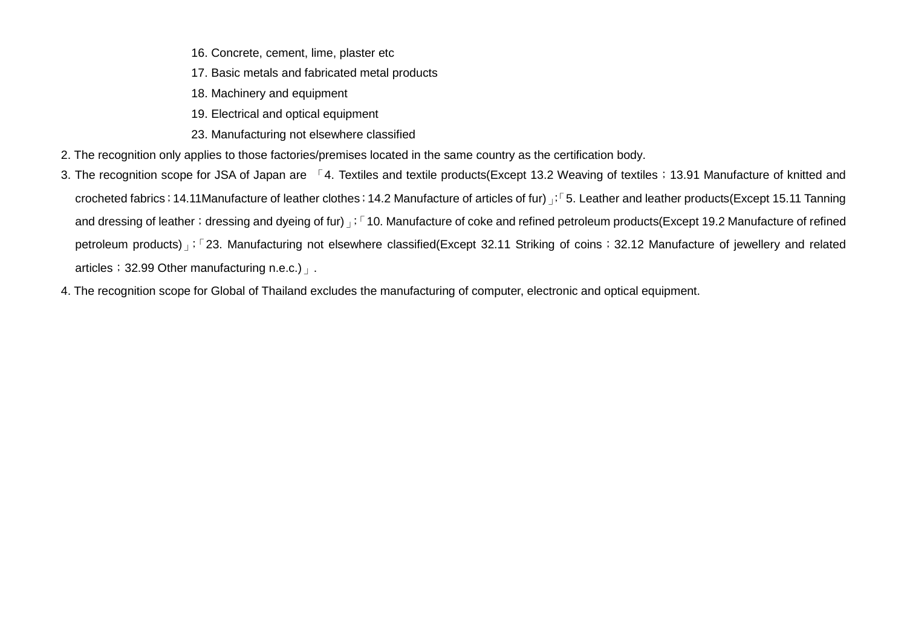16. Concrete, cement, lime, plaster etc
17. Basic metals and fabricated metal products
18. Machinery and equipment
19. Electrical and optical equipment
23. Manufacturing not elsewhere classified

2. The recognition only applies to those factories/premises located in the same country as the certification body.
3. The recognition scope for JSA of Japan are 「4. Textiles and textile products(Except 13.2 Weaving of textiles；13.91 Manufacture of knitted and crocheted fabrics；14.11Manufacture of leather clothes；14.2 Manufacture of articles of fur)」;「5. Leather and leather products(Except 15.11 Tanning and dressing of leather；dressing and dyeing of fur)」;「10. Manufacture of coke and refined petroleum products(Except 19.2 Manufacture of refined petroleum products)」;「23. Manufacturing not elsewhere classified(Except 32.11 Striking of coins；32.12 Manufacture of jewellery and related articles；32.99 Other manufacturing n.e.c.)」.
4. The recognition scope for Global of Thailand excludes the manufacturing of computer, electronic and optical equipment.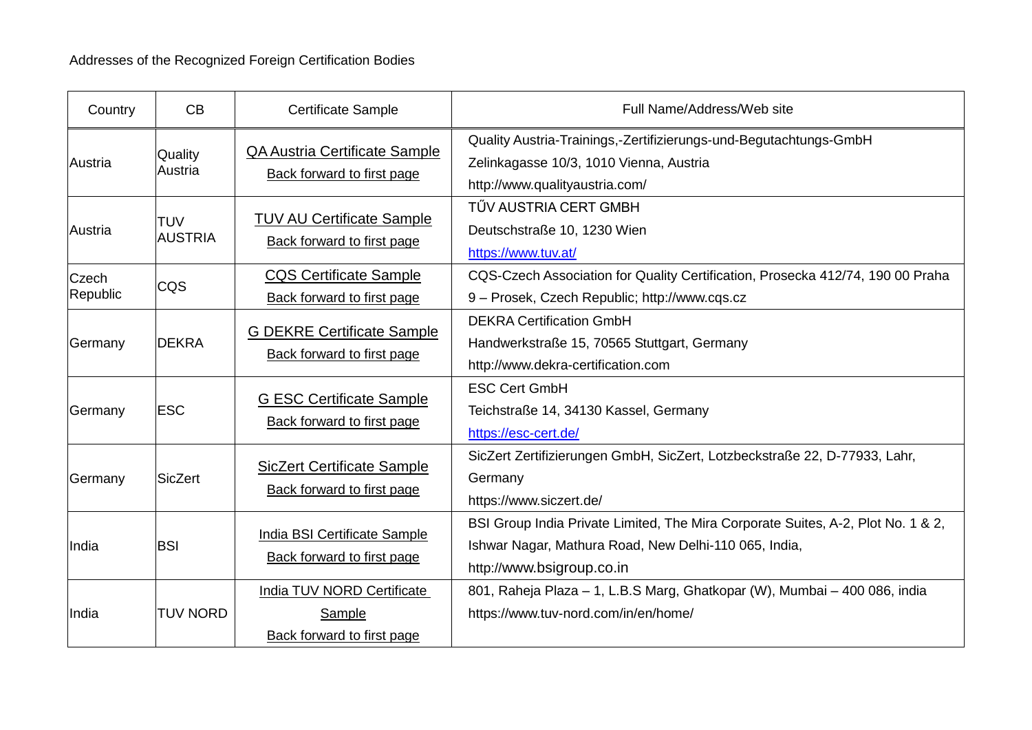Addresses of the Recognized Foreign Certification Bodies

| Country | CB | Certificate Sample | Full Name/Address/Web site |
| --- | --- | --- | --- |
| Austria | Quality Austria | QA Austria Certificate Sample<br>Back forward to first page | Quality Austria-Trainings,-Zertifizierungs-und-Begutachtungs-GmbH<br>Zelinkagasse 10/3, 1010 Vienna, Austria<br>http://www.qualityaustria.com/ |
| Austria | TUV AUSTRIA | TUV AU Certificate Sample<br>Back forward to first page | TŰV AUSTRIA CERT GMBH<br>Deutschstraße 10, 1230 Wien<br>https://www.tuv.at/ |
| Czech Republic | CQS | CQS Certificate Sample<br>Back forward to first page | CQS-Czech Association for Quality Certification, Prosecka 412/74, 190 00 Praha 9 – Prosek, Czech Republic; http://www.cqs.cz |
| Germany | DEKRA | G DEKRE Certificate Sample<br>Back forward to first page | DEKRA Certification GmbH<br>Handwerkstraße 15, 70565 Stuttgart, Germany<br>http://www.dekra-certification.com |
| Germany | ESC | G ESC Certificate Sample<br>Back forward to first page | ESC Cert GmbH<br>Teichstraße 14, 34130 Kassel, Germany<br>https://esc-cert.de/ |
| Germany | SicZert | SicZert Certificate Sample<br>Back forward to first page | SicZert Zertifizierungen GmbH, SicZert, Lotzbeckstraße 22, D-77933, Lahr, Germany<br>https://www.siczert.de/ |
| India | BSI | India BSI Certificate Sample<br>Back forward to first page | BSI Group India Private Limited, The Mira Corporate Suites, A-2, Plot No. 1 & 2, Ishwar Nagar, Mathura Road, New Delhi-110 065, India,<br>http://www.bsigroup.co.in |
| India | TUV NORD | India TUV NORD Certificate Sample<br>Back forward to first page | 801, Raheja Plaza – 1, L.B.S Marg, Ghatkopar (W), Mumbai – 400 086, india<br>https://www.tuv-nord.com/in/en/home/ |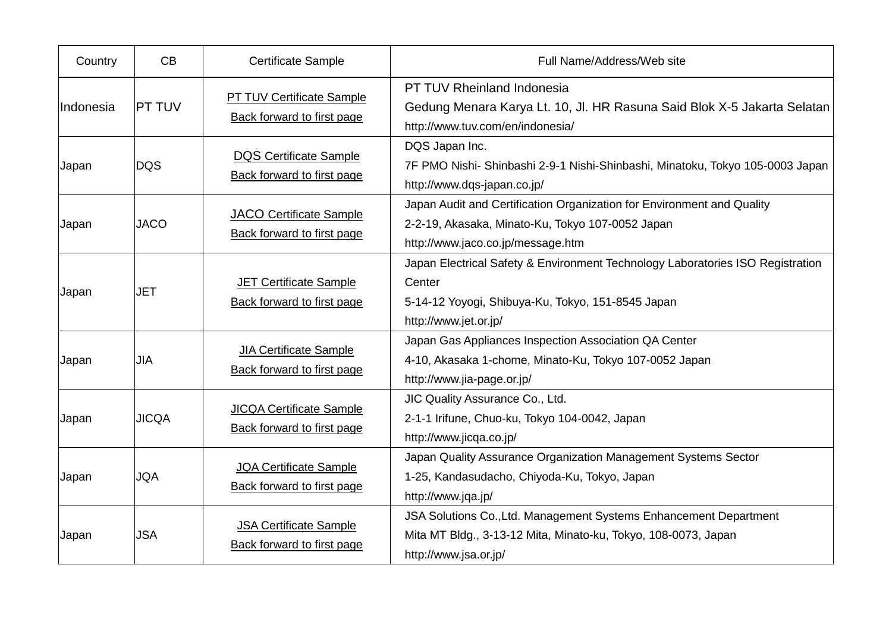| Country | CB | Certificate Sample | Full Name/Address/Web site |
|---|---|---|---|
| Indonesia | PT TUV | PT TUV Certificate Sample<br>Back forward to first page | PT TUV Rheinland Indonesia<br>Gedung Menara Karya Lt. 10, Jl. HR Rasuna Said Blok X-5 Jakarta Selatan<br>http://www.tuv.com/en/indonesia/ |
| Japan | DQS | DQS Certificate Sample<br>Back forward to first page | DQS Japan Inc.<br>7F PMO Nishi- Shinbashi 2-9-1 Nishi-Shinbashi, Minatoku, Tokyo 105-0003 Japan<br>http://www.dqs-japan.co.jp/ |
| Japan | JACO | JACO Certificate Sample<br>Back forward to first page | Japan Audit and Certification Organization for Environment and Quality<br>2-2-19, Akasaka, Minato-Ku, Tokyo 107-0052 Japan<br>http://www.jaco.co.jp/message.htm |
| Japan | JET | JET Certificate Sample<br>Back forward to first page | Japan Electrical Safety & Environment Technology Laboratories ISO Registration Center<br>5-14-12 Yoyogi, Shibuya-Ku, Tokyo, 151-8545 Japan<br>http://www.jet.or.jp/ |
| Japan | JIA | JIA Certificate Sample<br>Back forward to first page | Japan Gas Appliances Inspection Association QA Center<br>4-10, Akasaka 1-chome, Minato-Ku, Tokyo 107-0052 Japan<br>http://www.jia-page.or.jp/ |
| Japan | JICQA | JICQA Certificate Sample<br>Back forward to first page | JIC Quality Assurance Co., Ltd.<br>2-1-1 Irifune, Chuo-ku, Tokyo 104-0042, Japan<br>http://www.jicqa.co.jp/ |
| Japan | JQA | JQA Certificate Sample<br>Back forward to first page | Japan Quality Assurance Organization Management Systems Sector<br>1-25, Kandasudacho, Chiyoda-Ku, Tokyo, Japan<br>http://www.jqa.jp/ |
| Japan | JSA | JSA Certificate Sample<br>Back forward to first page | JSA Solutions Co.,Ltd. Management Systems Enhancement Department<br>Mita MT Bldg., 3-13-12 Mita, Minato-ku, Tokyo, 108-0073, Japan<br>http://www.jsa.or.jp/ |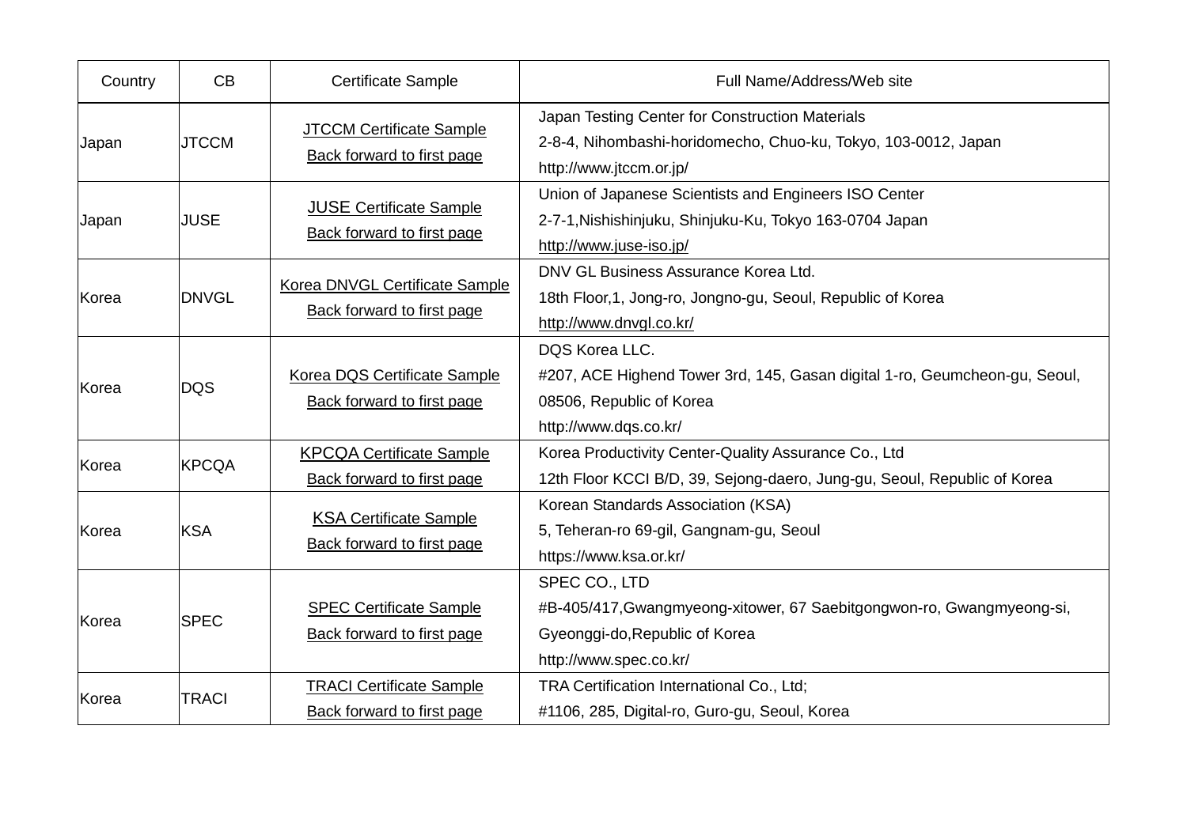| Country | CB | Certificate Sample | Full Name/Address/Web site |
|---|---|---|---|
| Japan | JTCCM | JTCCM Certificate Sample<br>Back forward to first page | Japan Testing Center for Construction Materials<br>2-8-4, Nihombashi-horidomecho, Chuo-ku, Tokyo, 103-0012, Japan<br>http://www.jtccm.or.jp/ |
| Japan | JUSE | JUSE Certificate Sample<br>Back forward to first page | Union of Japanese Scientists and Engineers ISO Center<br>2-7-1,Nishishinjuku, Shinjuku-Ku, Tokyo 163-0704 Japan<br>http://www.juse-iso.jp/ |
| Korea | DNVGL | Korea DNVGL Certificate Sample<br>Back forward to first page | DNV GL Business Assurance Korea Ltd.<br>18th Floor,1, Jong-ro, Jongno-gu, Seoul, Republic of Korea<br>http://www.dnvgl.co.kr/ |
| Korea | DQS | Korea DQS Certificate Sample<br>Back forward to first page | DQS Korea LLC.<br>#207, ACE Highend Tower 3rd, 145, Gasan digital 1-ro, Geumcheon-gu, Seoul, 08506, Republic of Korea<br>http://www.dqs.co.kr/ |
| Korea | KPCQA | KPCQA Certificate Sample<br>Back forward to first page | Korea Productivity Center-Quality Assurance Co., Ltd<br>12th Floor KCCI B/D, 39, Sejong-daero, Jung-gu, Seoul, Republic of Korea |
| Korea | KSA | KSA Certificate Sample<br>Back forward to first page | Korean Standards Association (KSA)<br>5, Teheran-ro 69-gil, Gangnam-gu, Seoul<br>https://www.ksa.or.kr/ |
| Korea | SPEC | SPEC Certificate Sample<br>Back forward to first page | SPEC CO., LTD<br>#B-405/417,Gwangmyeong-xitower, 67 Saebitgongwon-ro, Gwangmyeong-si, Gyeonggi-do,Republic of Korea<br>http://www.spec.co.kr/ |
| Korea | TRACI | TRACI Certificate Sample<br>Back forward to first page | TRA Certification International Co., Ltd;<br>#1106, 285, Digital-ro, Guro-gu, Seoul, Korea |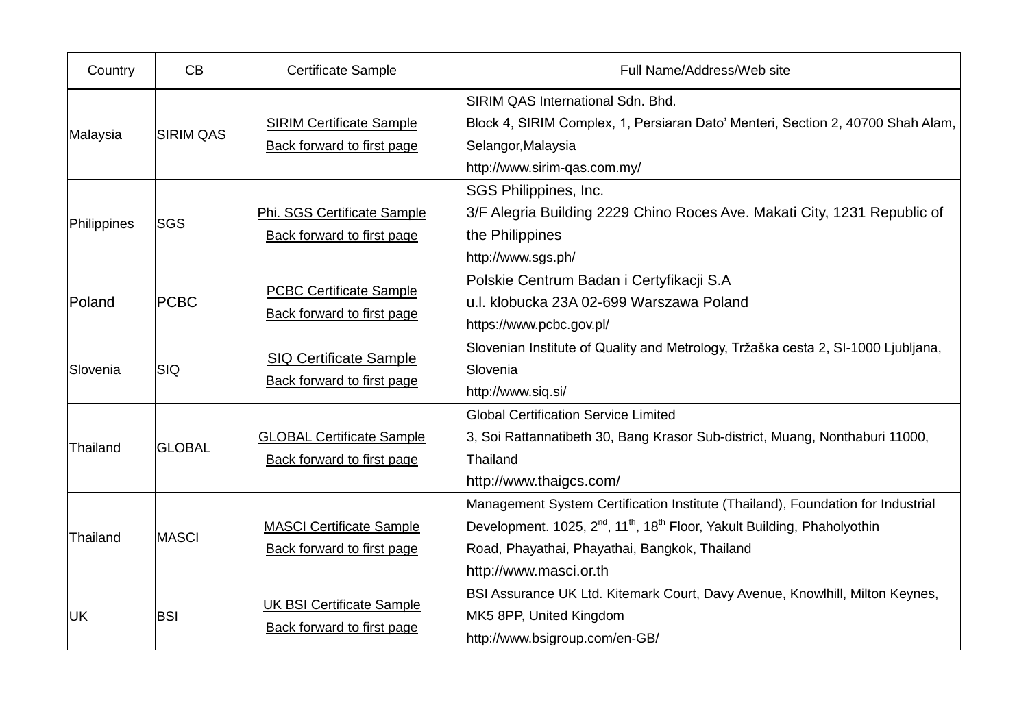| Country | CB | Certificate Sample | Full Name/Address/Web site |
|---|---|---|---|
| Malaysia | SIRIM QAS | SIRIM Certificate Sample<br>Back forward to first page | SIRIM QAS International Sdn. Bhd.<br>Block 4, SIRIM Complex, 1, Persiaran Dato' Menteri, Section 2, 40700 Shah Alam, Selangor,Malaysia<br>http://www.sirim-qas.com.my/ |
| Philippines | SGS | Phi. SGS Certificate Sample<br>Back forward to first page | SGS Philippines, Inc.<br>3/F Alegria Building 2229 Chino Roces Ave. Makati City, 1231 Republic of the Philippines<br>http://www.sgs.ph/ |
| Poland | PCBC | PCBC Certificate Sample<br>Back forward to first page | Polskie Centrum Badan i Certyfikacji S.A<br>u.l. klobucka 23A 02-699 Warszawa Poland<br>https://www.pcbc.gov.pl/ |
| Slovenia | SIQ | SIQ Certificate Sample<br>Back forward to first page | Slovenian Institute of Quality and Metrology, Tržaška cesta 2, SI-1000 Ljubljana, Slovenia<br>http://www.siq.si/ |
| Thailand | GLOBAL | GLOBAL Certificate Sample<br>Back forward to first page | Global Certification Service Limited<br>3, Soi Rattannatibeth 30, Bang Krasor Sub-district, Muang, Nonthaburi 11000, Thailand<br>http://www.thaigcs.com/ |
| Thailand | MASCI | MASCI Certificate Sample<br>Back forward to first page | Management System Certification Institute (Thailand), Foundation for Industrial Development. 1025, 2nd, 11th, 18th Floor, Yakult Building, Phaholyothin Road, Phayathai, Phayathai, Bangkok, Thailand<br>http://www.masci.or.th |
| UK | BSI | UK BSI Certificate Sample<br>Back forward to first page | BSI Assurance UK Ltd. Kitemark Court, Davy Avenue, Knowlhill, Milton Keynes, MK5 8PP, United Kingdom<br>http://www.bsigroup.com/en-GB/ |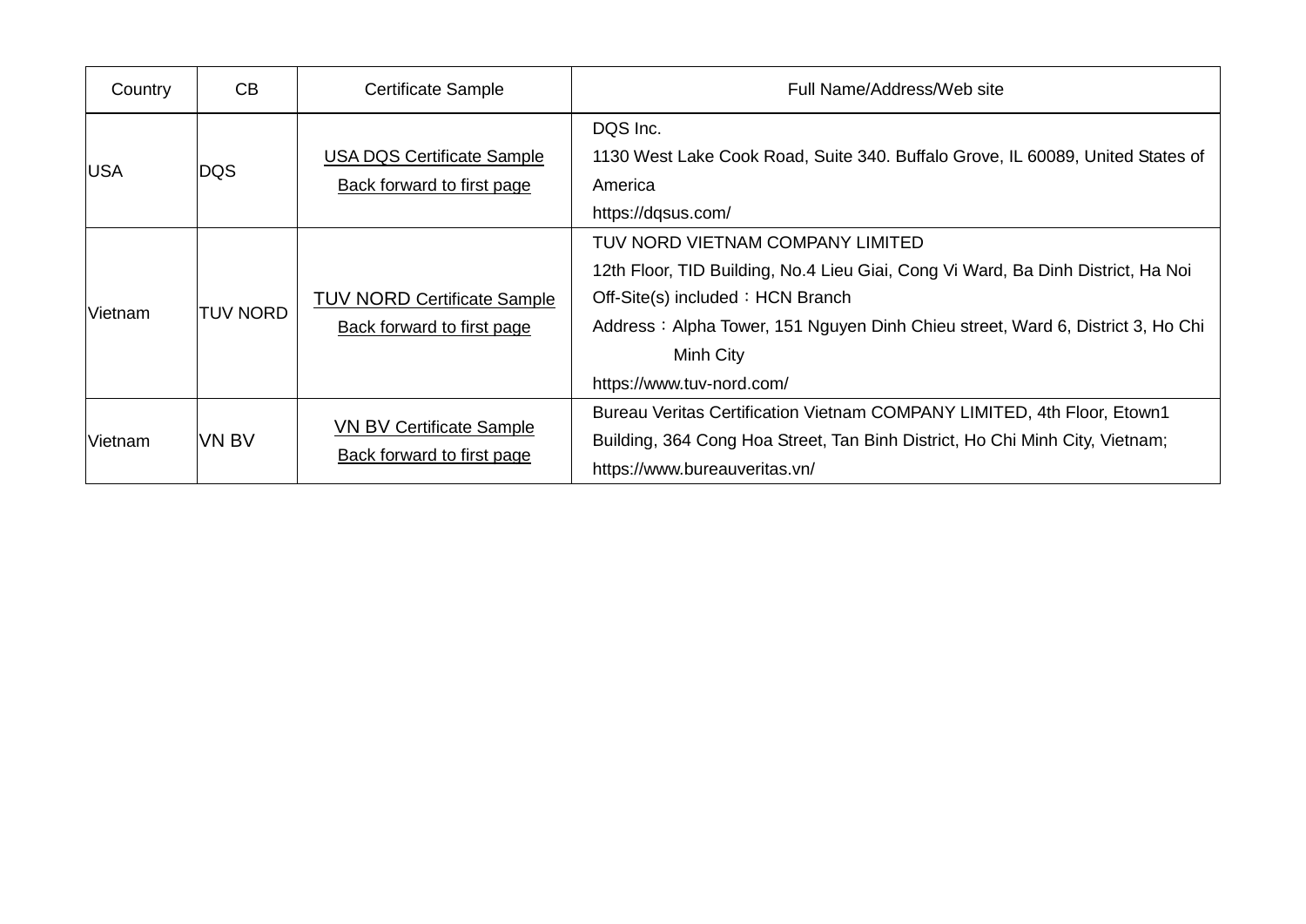| Country | CB | Certificate Sample | Full Name/Address/Web site |
| --- | --- | --- | --- |
| USA | DQS | USA DQS Certificate Sample<br>Back forward to first page | DQS Inc.<br>1130 West Lake Cook Road, Suite 340. Buffalo Grove, IL 60089, United States of America<br>https://dqsus.com/ |
| Vietnam | TUV NORD | TUV NORD Certificate Sample<br>Back forward to first page | TUV NORD VIETNAM COMPANY LIMITED<br>12th Floor, TID Building, No.4 Lieu Giai, Cong Vi Ward, Ba Dinh District, Ha Noi<br>Off-Site(s) included：HCN Branch<br>Address：Alpha Tower, 151 Nguyen Dinh Chieu street, Ward 6, District 3, Ho Chi Minh City<br>https://www.tuv-nord.com/ |
| Vietnam | VN BV | VN BV Certificate Sample<br>Back forward to first page | Bureau Veritas Certification Vietnam COMPANY LIMITED, 4th Floor, Etown1 Building, 364 Cong Hoa Street, Tan Binh District, Ho Chi Minh City, Vietnam;<br>https://www.bureauveritas.vn/ |